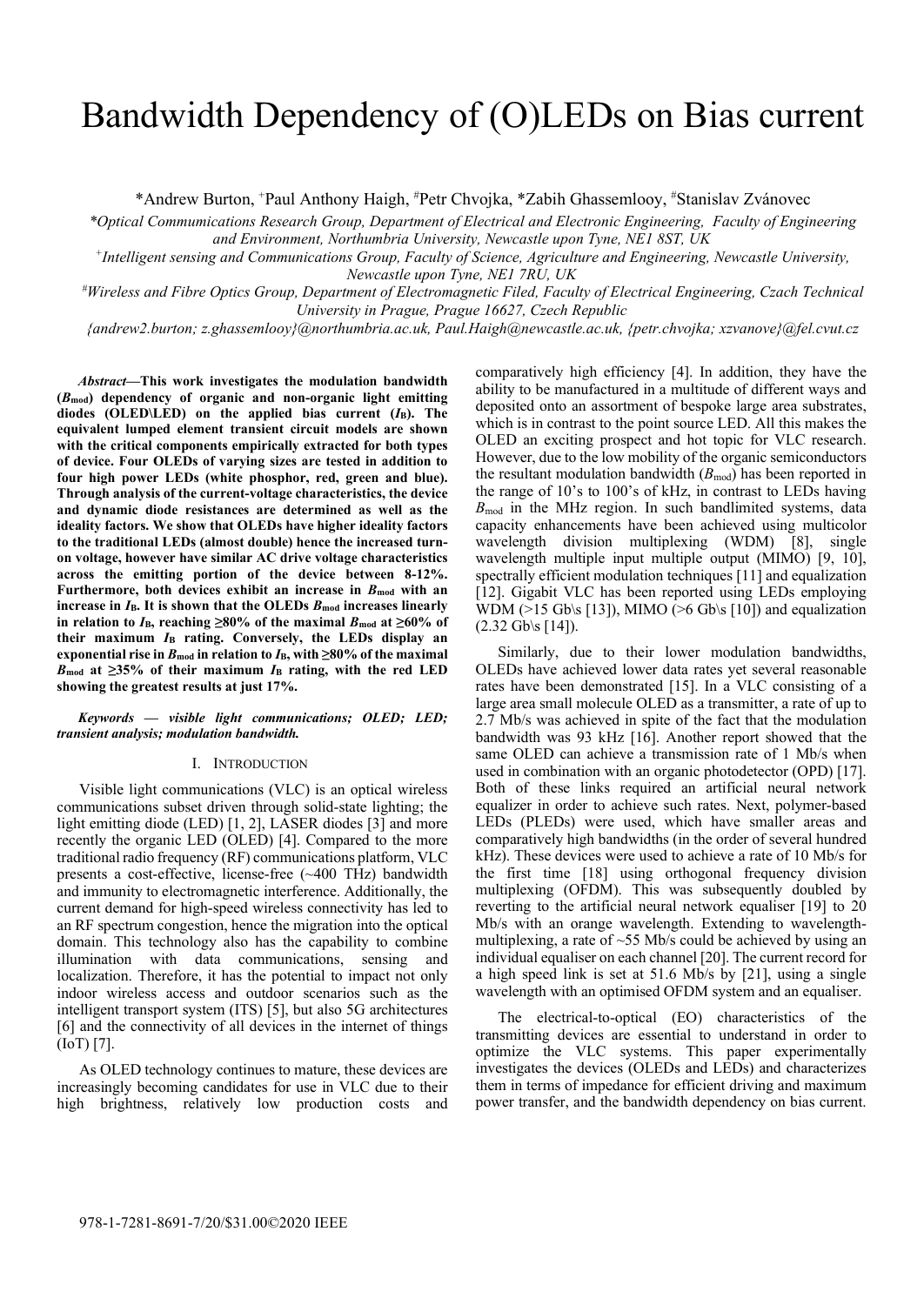# Bandwidth Dependency of (O)LEDs on Bias current

*Andrew Burton, [+]Paul Anthony Haigh, [#]Petr Chvojka, *Zabih Ghassemlooy, [#]Stanislav Zvánovec

*\*Optical Communications Research Group, Department of Electrical and Electronic Engineering, Faculty of Engineering and Environment, Northumbria University, Newcastle upon Tyne, NE1 8ST, UK*

*[+]Intelligent sensing and Communications Group, Faculty of Science, Agriculture and Engineering, Newcastle University, Newcastle upon Tyne, NE1 7RU, UK*

*[#]Wireless and Fibre Optics Group, Department of Electromagnetic Filed, Faculty of Electrical Engineering, Czech Technical University in Prague, Prague 16627, Czech Republic*

*{andrew2.burton; z.ghassemlooy}@northumbria.ac.uk, Paul.Haigh@newcastle.ac.uk, {petr.chvojka; xzvanove}@fel.cvut.cz*

***Abstract*—This work investigates the modulation bandwidth ($B_{mod}$) dependency of organic and non-organic light emitting diodes (OLED\LED) on the applied bias current ($I_B$). The equivalent lumped element transient circuit models are shown with the critical components empirically extracted for both types of device. Four OLEDs of varying sizes are tested in addition to four high power LEDs (white phosphor, red, green and blue). Through analysis of the current-voltage characteristics, the device and dynamic diode resistances are determined as well as the ideality factors. We show that OLEDs have higher ideality factors to the traditional LEDs (almost double) hence the increased turn-on voltage, however have similar AC drive voltage characteristics across the emitting portion of the device between 8-12%. Furthermore, both devices exhibit an increase in $B_{mod}$ with an increase in $I_B$. It is shown that the OLEDs $B_{mod}$ increases linearly in relation to $I_B$, reaching ≥80% of the maximal $B_{mod}$ at ≥60% of their maximum $I_B$ rating. Conversely, the LEDs display an exponential rise in $B_{mod}$ in relation to $I_B$, with ≥80% of the maximal $B_{mod}$ at ≥35% of their maximum $I_B$ rating, with the red LED showing the greatest results at just 17%.**

***Keywords — visible light communications; OLED; LED; transient analysis; modulation bandwidth.***

## I. INTRODUCTION

Visible light communications (VLC) is an optical wireless communications subset driven through solid-state lighting; the light emitting diode (LED) [1, 2], LASER diodes [3] and more recently the organic LED (OLED) [4]. Compared to the more traditional radio frequency (RF) communications platform, VLC presents a cost-effective, license-free (~400 THz) bandwidth and immunity to electromagnetic interference. Additionally, the current demand for high-speed wireless connectivity has led to an RF spectrum congestion, hence the migration into the optical domain. This technology also has the capability to combine illumination with data communications, sensing and localization. Therefore, it has the potential to impact not only indoor wireless access and outdoor scenarios such as the intelligent transport system (ITS) [5], but also 5G architectures [6] and the connectivity of all devices in the internet of things (IoT) [7].

As OLED technology continues to mature, these devices are increasingly becoming candidates for use in VLC due to their high brightness, relatively low production costs and comparatively high efficiency [4]. In addition, they have the ability to be manufactured in a multitude of different ways and deposited onto an assortment of bespoke large area substrates, which is in contrast to the point source LED. All this makes the OLED an exciting prospect and hot topic for VLC research. However, due to the low mobility of the organic semiconductors the resultant modulation bandwidth ($B_{mod}$) has been reported in the range of 10's to 100's of kHz, in contrast to LEDs having $B_{mod}$ in the MHz region. In such bandlimited systems, data capacity enhancements have been achieved using multicolor wavelength division multiplexing (WDM) [8], single wavelength multiple input multiple output (MIMO) [9, 10], spectrally efficient modulation techniques [11] and equalization [12]. Gigabit VLC has been reported using LEDs employing WDM (>15 Gb\s [13]), MIMO (>6 Gb\s [10]) and equalization (2.32 Gb\s [14]).

Similarly, due to their lower modulation bandwidths, OLEDs have achieved lower data rates yet several reasonable rates have been demonstrated [15]. In a VLC consisting of a large area small molecule OLED as a transmitter, a rate of up to 2.7 Mb/s was achieved in spite of the fact that the modulation bandwidth was 93 kHz [16]. Another report showed that the same OLED can achieve a transmission rate of 1 Mb/s when used in combination with an organic photodetector (OPD) [17]. Both of these links required an artificial neural network equalizer in order to achieve such rates. Next, polymer-based LEDs (PLEDs) were used, which have smaller areas and comparatively high bandwidths (in the order of several hundred kHz). These devices were used to achieve a rate of 10 Mb/s for the first time [18] using orthogonal frequency division multiplexing (OFDM). This was subsequently doubled by reverting to the artificial neural network equaliser [19] to 20 Mb/s with an orange wavelength. Extending to wavelength-multiplexing, a rate of ~55 Mb/s could be achieved by using an individual equaliser on each channel [20]. The current record for a high speed link is set at 51.6 Mb/s by [21], using a single wavelength with an optimised OFDM system and an equaliser.

The electrical-to-optical (EO) characteristics of the transmitting devices are essential to understand in order to optimize the VLC systems. This paper experimentally investigates the devices (OLEDs and LEDs) and characterizes them in terms of impedance for efficient driving and maximum power transfer, and the bandwidth dependency on bias current.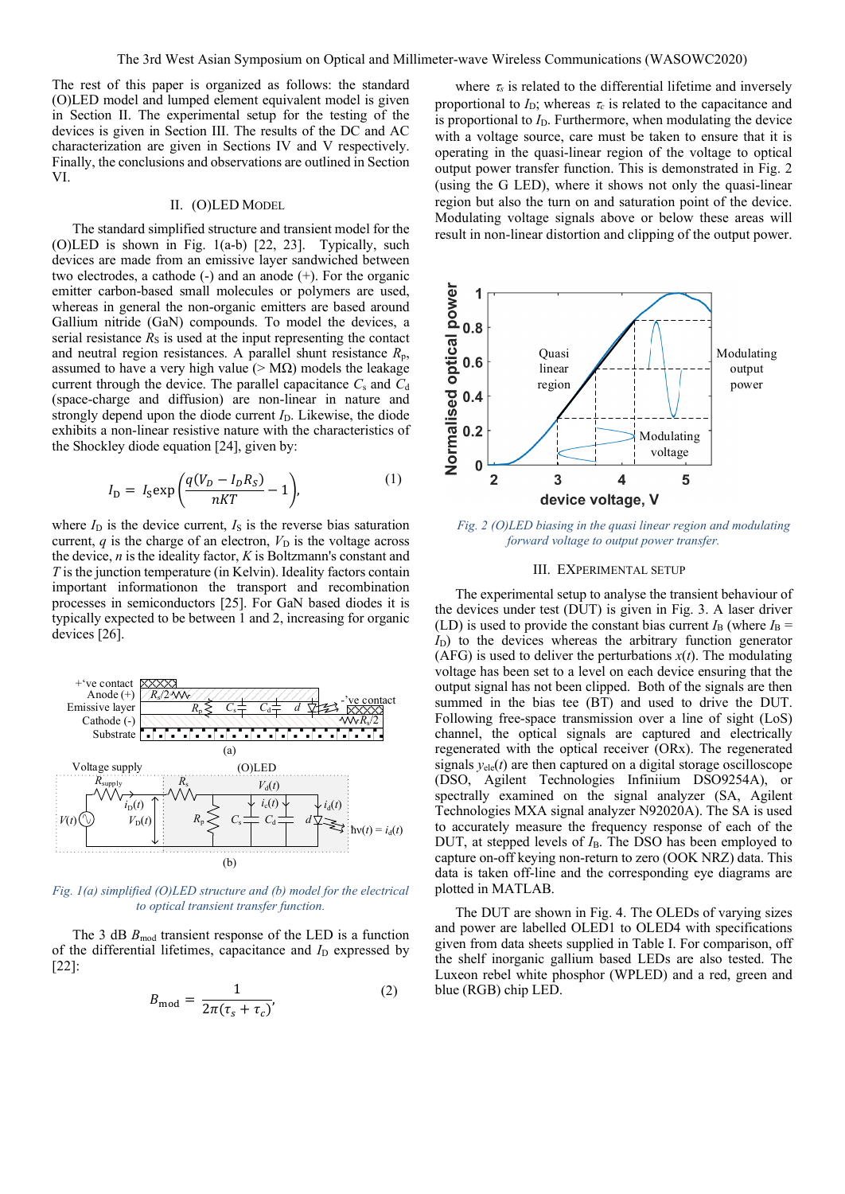The rest of this paper is organized as follows: the standard (O)LED model and lumped element equivalent model is given in Section II. The experimental setup for the testing of the devices is given in Section III. The results of the DC and AC characterization are given in Sections IV and V respectively. Finally, the conclusions and observations are outlined in Section VI.

## II. (O)LED Model

The standard simplified structure and transient model for the (O)LED is shown in Fig. 1(a-b) [22, 23]. Typically, such devices are made from an emissive layer sandwiched between two electrodes, a cathode (-) and an anode (+). For the organic emitter carbon-based small molecules or polymers are used, whereas in general the non-organic emitters are based around Gallium nitride (GaN) compounds. To model the devices, a serial resistance $R_S$ is used at the input representing the contact and neutral region resistances. A parallel shunt resistance $R_p$, assumed to have a very high value (> MΩ) models the leakage current through the device. The parallel capacitance $C_s$ and $C_d$ (space-charge and diffusion) are non-linear in nature and strongly depend upon the diode current $I_D$. Likewise, the diode exhibits a non-linear resistive nature with the characteristics of the Shockley diode equation [24], given by:

$$I_D = I_S \exp\left(\frac{q(V_D - I_D R_S)}{nKT} - 1\right), \tag{1}$$

where $I_D$ is the device current, $I_S$ is the reverse bias saturation current, $q$ is the charge of an electron, $V_D$ is the voltage across the device, $n$ is the ideality factor, $K$ is Boltzmann's constant and $T$ is the junction temperature (in Kelvin). Ideality factors contain important informationon the transport and recombination processes in semiconductors [25]. For GaN based diodes it is typically expected to be between 1 and 2, increasing for organic devices [26].

*Fig. 1(a) simplified (O)LED structure and (b) model for the electrical to optical transient transfer function.*

The 3 dB $B_{mod}$ transient response of the LED is a function of the differential lifetimes, capacitance and $I_D$ expressed by [22]:

$$B_{mod} = \frac{1}{2\pi(\tau_s + \tau_c)}, \tag{2}$$

where $\tau_s$ is related to the differential lifetime and inversely proportional to $I_D$; whereas $\tau_c$ is related to the capacitance and is proportional to $I_D$. Furthermore, when modulating the device with a voltage source, care must be taken to ensure that it is operating in the quasi-linear region of the voltage to optical output power transfer function. This is demonstrated in Fig. 2 (using the G LED), where it shows not only the quasi-linear region but also the turn on and saturation point of the device. Modulating voltage signals above or below these areas will result in non-linear distortion and clipping of the output power.

*Fig. 2 (O)LED biasing in the quasi linear region and modulating forward voltage to output power transfer.*

## III. Experimental Setup

The experimental setup to analyse the transient behaviour of the devices under test (DUT) is given in Fig. 3. A laser driver (LD) is used to provide the constant bias current $I_B$ (where $I_B = I_D$) to the devices whereas the arbitrary function generator (AFG) is used to deliver the perturbations $x(t)$. The modulating voltage has been set to a level on each device ensuring that the output signal has not been clipped. Both of the signals are then summed in the bias tee (BT) and used to drive the DUT. Following free-space transmission over a line of sight (LoS) channel, the optical signals are captured and electrically regenerated with the optical receiver (ORx). The regenerated signals $y_{ele}(t)$ are then captured on a digital storage oscilloscope (DSO, Agilent Technologies Infiniium DSO9254A), or spectrally examined on the signal analyzer (SA, Agilent Technologies MXA signal analyzer N92020A). The SA is used to accurately measure the frequency response of each of the DUT, at stepped levels of $I_B$. The DSO has been employed to capture on-off keying non-return to zero (OOK NRZ) data. This data is taken off-line and the corresponding eye diagrams are plotted in MATLAB.

The DUT are shown in Fig. 4. The OLEDs of varying sizes and power are labelled OLED1 to OLED4 with specifications given from data sheets supplied in Table I. For comparison, off the shelf inorganic gallium based LEDs are also tested. The Luxeon rebel white phosphor (WPLED) and a red, green and blue (RGB) chip LED.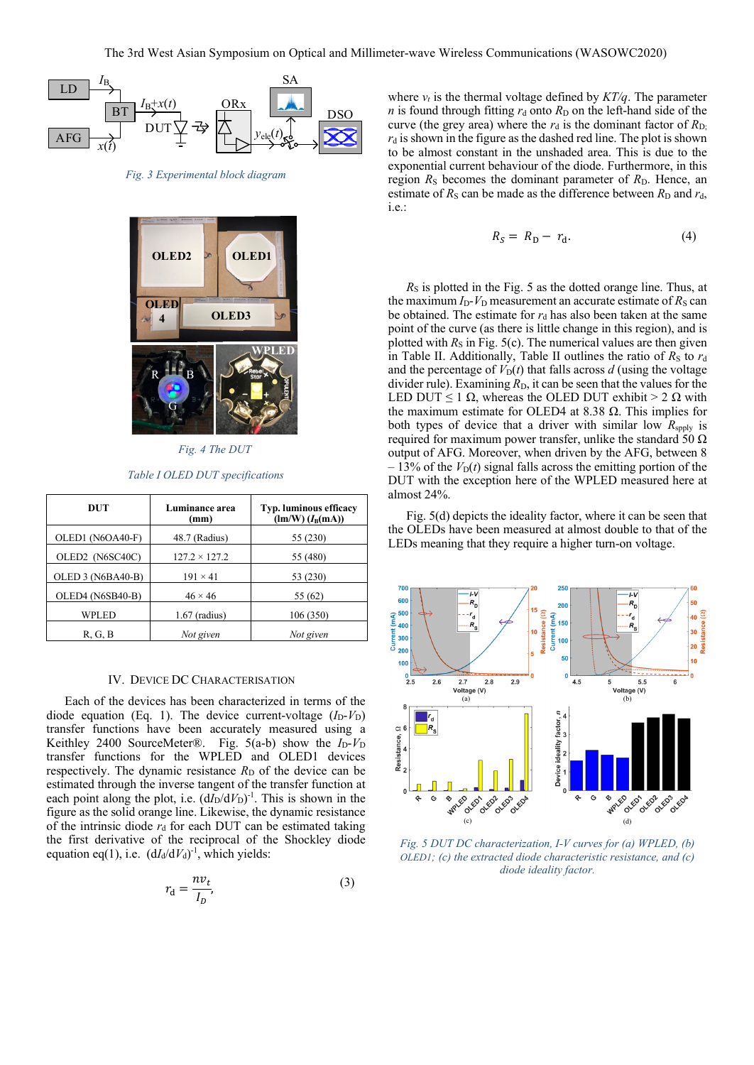Fig. 3 Experimental block diagram

Fig. 4 The DUT

Table I OLED DUT specifications

| DUT | Luminance area (mm) | Typ. luminous efficacy (lm/W) ($I_B$(mA)) |
|---|---|---|
| OLED1 (N6OA40-F) | 48.7 (Radius) | 55 (230) |
| OLED2 (N6SC40C) | 127.2 × 127.2 | 55 (480) |
| OLED 3 (N6BA40-B) | 191 × 41 | 53 (230) |
| OLED4 (N6SB40-B) | 46 × 46 | 55 (62) |
| WPLED | 1.67 (radius) | 106 (350) |
| R, G, B | *Not given* | *Not given* |

## IV. Device DC Characterisation

Each of the devices has been characterized in terms of the diode equation (Eq. 1). The device current-voltage ($I_D$-$V_D$) transfer functions have been accurately measured using a Keithley 2400 SourceMeter®. Fig. 5(a-b) show the $I_D$-$V_D$ transfer functions for the WPLED and OLED1 devices respectively. The dynamic resistance $R_D$ of the device can be estimated through the inverse tangent of the transfer function at each point along the plot, i.e. $(dI_D/dV_D)^{-1}$. This is shown in the figure as the solid orange line. Likewise, the dynamic resistance of the intrinsic diode $r_d$ for each DUT can be estimated taking the first derivative of the reciprocal of the Shockley diode equation eq(1), i.e. $(dI_d/dV_d)^{-1}$, which yields:

$$r_d = \frac{nv_t}{I_D}, \tag{3}$$

where $v_t$ is the thermal voltage defined by $KT/q$. The parameter $n$ is found through fitting $r_d$ onto $R_D$ on the left-hand side of the curve (the grey area) where the $r_d$ is the dominant factor of $R_D$. $r_d$ is shown in the figure as the dashed red line. The plot is shown to be almost constant in the unshaded area. This is due to the exponential current behaviour of the diode. Furthermore, in this region $R_S$ becomes the dominant parameter of $R_D$. Hence, an estimate of $R_S$ can be made as the difference between $R_D$ and $r_d$, i.e.:

$$R_S = R_D - r_d. \tag{4}$$

$R_S$ is plotted in the Fig. 5 as the dotted orange line. Thus, at the maximum $I_D$-$V_D$ measurement an accurate estimate of $R_S$ can be obtained. The estimate for $r_d$ has also been taken at the same point of the curve (as there is little change in this region), and is plotted with $R_S$ in Fig. 5(c). The numerical values are then given in Table II. Additionally, Table II outlines the ratio of $R_S$ to $r_d$ and the percentage of $V_D(t)$ that falls across $d$ (using the voltage divider rule). Examining $R_D$, it can be seen that the values for the LED DUT ≤ 1 Ω, whereas the OLED DUT exhibit > 2 Ω with the maximum estimate for OLED4 at 8.38 Ω. This implies for both types of device that a driver with similar low $R_{spply}$ is required for maximum power transfer, unlike the standard 50 Ω output of AFG. Moreover, when driven by the AFG, between 8 – 13% of the $V_D(t)$ signal falls across the emitting portion of the DUT with the exception here of the WPLED measured here at almost 24%.

Fig. 5(d) depicts the ideality factor, where it can be seen that the OLEDs have been measured at almost double to that of the LEDs meaning that they require a higher turn-on voltage.

Fig. 5 DUT DC characterization, I-V curves for (a) WPLED, (b) OLED1; (c) the extracted diode characteristic resistance, and (c) diode ideality factor.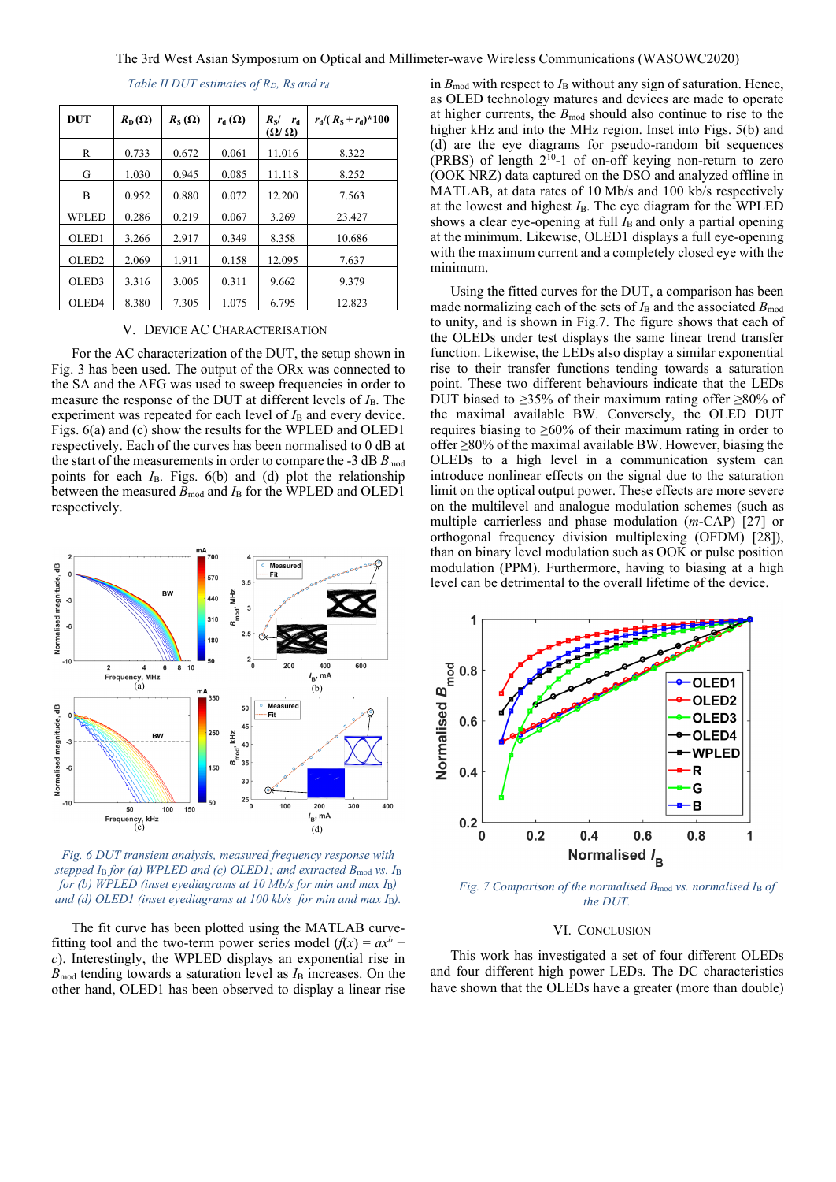*Table II DUT estimates of $R_D$, $R_S$ and $r_d$*

| DUT | $R_D$ (Ω) | $R_S$ (Ω) | $r_d$ (Ω) | $R_S$/ $r_d$ (Ω/ Ω) | $r_d$/( $R_S$ + $r_d$)*100 |
|---|---|---|---|---|---|
| R | 0.733 | 0.672 | 0.061 | 11.016 | 8.322 |
| G | 1.030 | 0.945 | 0.085 | 11.118 | 8.252 |
| B | 0.952 | 0.880 | 0.072 | 12.200 | 7.563 |
| WPLED | 0.286 | 0.219 | 0.067 | 3.269 | 23.427 |
| OLED1 | 3.266 | 2.917 | 0.349 | 8.358 | 10.686 |
| OLED2 | 2.069 | 1.911 | 0.158 | 12.095 | 7.637 |
| OLED3 | 3.316 | 3.005 | 0.311 | 9.662 | 9.379 |
| OLED4 | 8.380 | 7.305 | 1.075 | 6.795 | 12.823 |

## V. Device AC Characterisation

For the AC characterization of the DUT, the setup shown in Fig. 3 has been used. The output of the ORx was connected to the SA and the AFG was used to sweep frequencies in order to measure the response of the DUT at different levels of $I_B$. The experiment was repeated for each level of $I_B$ and every device. Figs. 6(a) and (c) show the results for the WPLED and OLED1 respectively. Each of the curves has been normalised to 0 dB at the start of the measurements in order to compare the -3 dB $B_{mod}$ points for each $I_B$. Figs. 6(b) and (d) plot the relationship between the measured $B_{mod}$ and $I_B$ for the WPLED and OLED1 respectively.

*Fig. 6 DUT transient analysis, measured frequency response with stepped $I_B$ for (a) WPLED and (c) OLED1; and extracted $B_{mod}$ vs. $I_B$ for (b) WPLED (inset eyediagrams at 10 Mb/s for min and max $I_B$) and (d) OLED1 (inset eyediagrams at 100 kb/s for min and max $I_B$).*

The fit curve has been plotted using the MATLAB curve-fitting tool and the two-term power series model ($f(x) = ax^b + c$). Interestingly, the WPLED displays an exponential rise in $B_{mod}$ tending towards a saturation level as $I_B$ increases. On the other hand, OLED1 has been observed to display a linear rise in $B_{mod}$ with respect to $I_B$ without any sign of saturation. Hence, as OLED technology matures and devices are made to operate at higher currents, the $B_{mod}$ should also continue to rise to the higher kHz and into the MHz region. Inset into Figs. 5(b) and (d) are the eye diagrams for pseudo-random bit sequences (PRBS) of length $2^{10}$-1 of on-off keying non-return to zero (OOK NRZ) data captured on the DSO and analyzed offline in MATLAB, at data rates of 10 Mb/s and 100 kb/s respectively at the lowest and highest $I_B$. The eye diagram for the WPLED shows a clear eye-opening at full $I_B$ and only a partial opening at the minimum. Likewise, OLED1 displays a full eye-opening with the maximum current and a completely closed eye with the minimum.

Using the fitted curves for the DUT, a comparison has been made normalizing each of the sets of $I_B$ and the associated $B_{mod}$ to unity, and is shown in Fig.7. The figure shows that each of the OLEDs under test displays the same linear trend transfer function. Likewise, the LEDs also display a similar exponential rise to their transfer functions tending towards a saturation point. These two different behaviours indicate that the LEDs DUT biased to ≥35% of their maximum rating offer ≥80% of the maximal available BW. Conversely, the OLED DUT requires biasing to ≥60% of their maximum rating in order to offer ≥80% of the maximal available BW. However, biasing the OLEDs to a high level in a communication system can introduce nonlinear effects on the signal due to the saturation limit on the optical output power. These effects are more severe on the multilevel and analogue modulation schemes (such as multiple carrierless and phase modulation ($m$-CAP) [27] or orthogonal frequency division multiplexing (OFDM) [28]), than on binary level modulation such as OOK or pulse position modulation (PPM). Furthermore, having to biasing at a high level can be detrimental to the overall lifetime of the device.

*Fig. 7 Comparison of the normalised $B_{mod}$ vs. normalised $I_B$ of the DUT.*

## VI. Conclusion

This work has investigated a set of four different OLEDs and four different high power LEDs. The DC characteristics have shown that the OLEDs have a greater (more than double)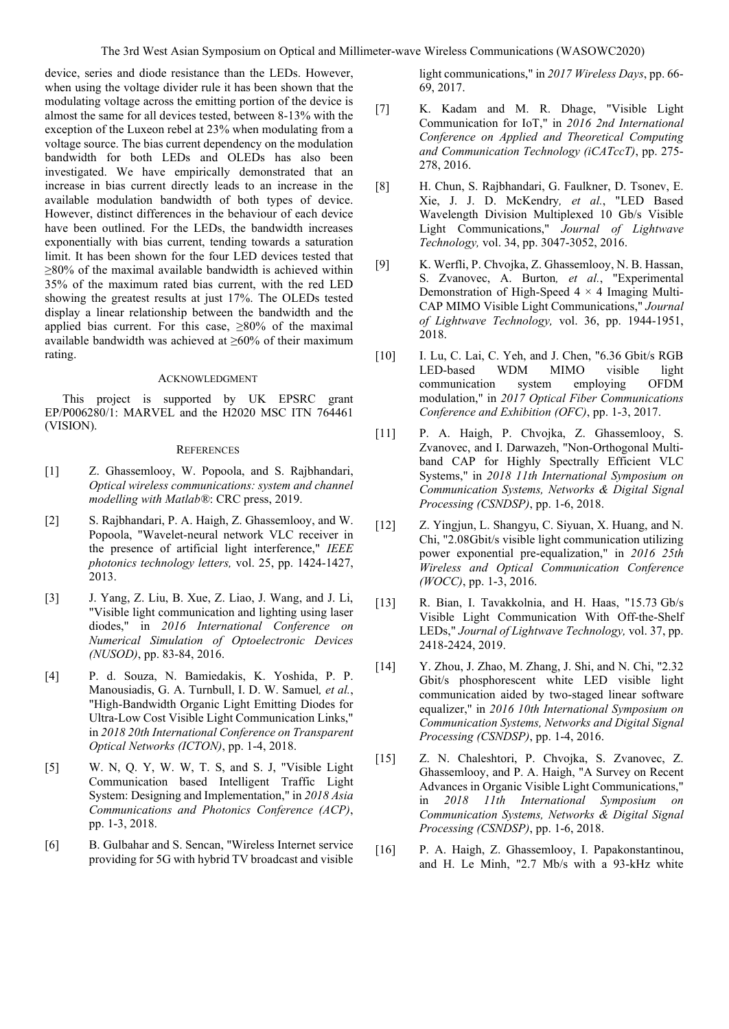device, series and diode resistance than the LEDs. However, when using the voltage divider rule it has been shown that the modulating voltage across the emitting portion of the device is almost the same for all devices tested, between 8-13% with the exception of the Luxeon rebel at 23% when modulating from a voltage source. The bias current dependency on the modulation bandwidth for both LEDs and OLEDs has also been investigated. We have empirically demonstrated that an increase in bias current directly leads to an increase in the available modulation bandwidth of both types of device. However, distinct differences in the behaviour of each device have been outlined. For the LEDs, the bandwidth increases exponentially with bias current, tending towards a saturation limit. It has been shown for the four LED devices tested that ≥80% of the maximal available bandwidth is achieved within 35% of the maximum rated bias current, with the red LED showing the greatest results at just 17%. The OLEDs tested display a linear relationship between the bandwidth and the applied bias current. For this case, ≥80% of the maximal available bandwidth was achieved at ≥60% of their maximum rating.

## ACKNOWLEDGMENT

This project is supported by UK EPSRC grant EP/P006280/1: MARVEL and the H2020 MSC ITN 764461 (VISION).

## REFERENCES

[1] Z. Ghassemlooy, W. Popoola, and S. Rajbhandari, *Optical wireless communications: system and channel modelling with Matlab®*: CRC press, 2019.

[2] S. Rajbhandari, P. A. Haigh, Z. Ghassemlooy, and W. Popoola, "Wavelet-neural network VLC receiver in the presence of artificial light interference," *IEEE photonics technology letters,* vol. 25, pp. 1424-1427, 2013.

[3] J. Yang, Z. Liu, B. Xue, Z. Liao, J. Wang, and J. Li, "Visible light communication and lighting using laser diodes," in *2016 International Conference on Numerical Simulation of Optoelectronic Devices (NUSOD)*, pp. 83-84, 2016.

[4] P. d. Souza, N. Bamiedakis, K. Yoshida, P. P. Manousiadis, G. A. Turnbull, I. D. W. Samuel*, et al.*, "High-Bandwidth Organic Light Emitting Diodes for Ultra-Low Cost Visible Light Communication Links," in *2018 20th International Conference on Transparent Optical Networks (ICTON)*, pp. 1-4, 2018.

[5] W. N, Q. Y, W. W, T. S, and S. J, "Visible Light Communication based Intelligent Traffic Light System: Designing and Implementation," in *2018 Asia Communications and Photonics Conference (ACP)*, pp. 1-3, 2018.

[6] B. Gulbahar and S. Sencan, "Wireless Internet service providing for 5G with hybrid TV broadcast and visible light communications," in *2017 Wireless Days*, pp. 66-69, 2017.

[7] K. Kadam and M. R. Dhage, "Visible Light Communication for IoT," in *2016 2nd International Conference on Applied and Theoretical Computing and Communication Technology (iCATccT)*, pp. 275-278, 2016.

[8] H. Chun, S. Rajbhandari, G. Faulkner, D. Tsonev, E. Xie, J. J. D. McKendry*, et al.*, "LED Based Wavelength Division Multiplexed 10 Gb/s Visible Light Communications," *Journal of Lightwave Technology,* vol. 34, pp. 3047-3052, 2016.

[9] K. Werfli, P. Chvojka, Z. Ghassemlooy, N. B. Hassan, S. Zvanovec, A. Burton*, et al.*, "Experimental Demonstration of High-Speed 4 × 4 Imaging Multi-CAP MIMO Visible Light Communications," *Journal of Lightwave Technology,* vol. 36, pp. 1944-1951, 2018.

[10] I. Lu, C. Lai, C. Yeh, and J. Chen, "6.36 Gbit/s RGB LED-based WDM MIMO visible light communication system employing OFDM modulation," in *2017 Optical Fiber Communications Conference and Exhibition (OFC)*, pp. 1-3, 2017.

[11] P. A. Haigh, P. Chvojka, Z. Ghassemlooy, S. Zvanovec, and I. Darwazeh, "Non-Orthogonal Multi-band CAP for Highly Spectrally Efficient VLC Systems," in *2018 11th International Symposium on Communication Systems, Networks & Digital Signal Processing (CSNDSP)*, pp. 1-6, 2018.

[12] Z. Yingjun, L. Shangyu, C. Siyuan, X. Huang, and N. Chi, "2.08Gbit/s visible light communication utilizing power exponential pre-equalization," in *2016 25th Wireless and Optical Communication Conference (WOCC)*, pp. 1-3, 2016.

[13] R. Bian, I. Tavakkolnia, and H. Haas, "15.73 Gb/s Visible Light Communication With Off-the-Shelf LEDs," *Journal of Lightwave Technology,* vol. 37, pp. 2418-2424, 2019.

[14] Y. Zhou, J. Zhao, M. Zhang, J. Shi, and N. Chi, "2.32 Gbit/s phosphorescent white LED visible light communication aided by two-staged linear software equalizer," in *2016 10th International Symposium on Communication Systems, Networks and Digital Signal Processing (CSNDSP)*, pp. 1-4, 2016.

[15] Z. N. Chaleshtori, P. Chvojka, S. Zvanovec, Z. Ghassemlooy, and P. A. Haigh, "A Survey on Recent Advances in Organic Visible Light Communications," in *2018 11th International Symposium on Communication Systems, Networks & Digital Signal Processing (CSNDSP)*, pp. 1-6, 2018.

[16] P. A. Haigh, Z. Ghassemlooy, I. Papakonstantinou, and H. Le Minh, "2.7 Mb/s with a 93-kHz white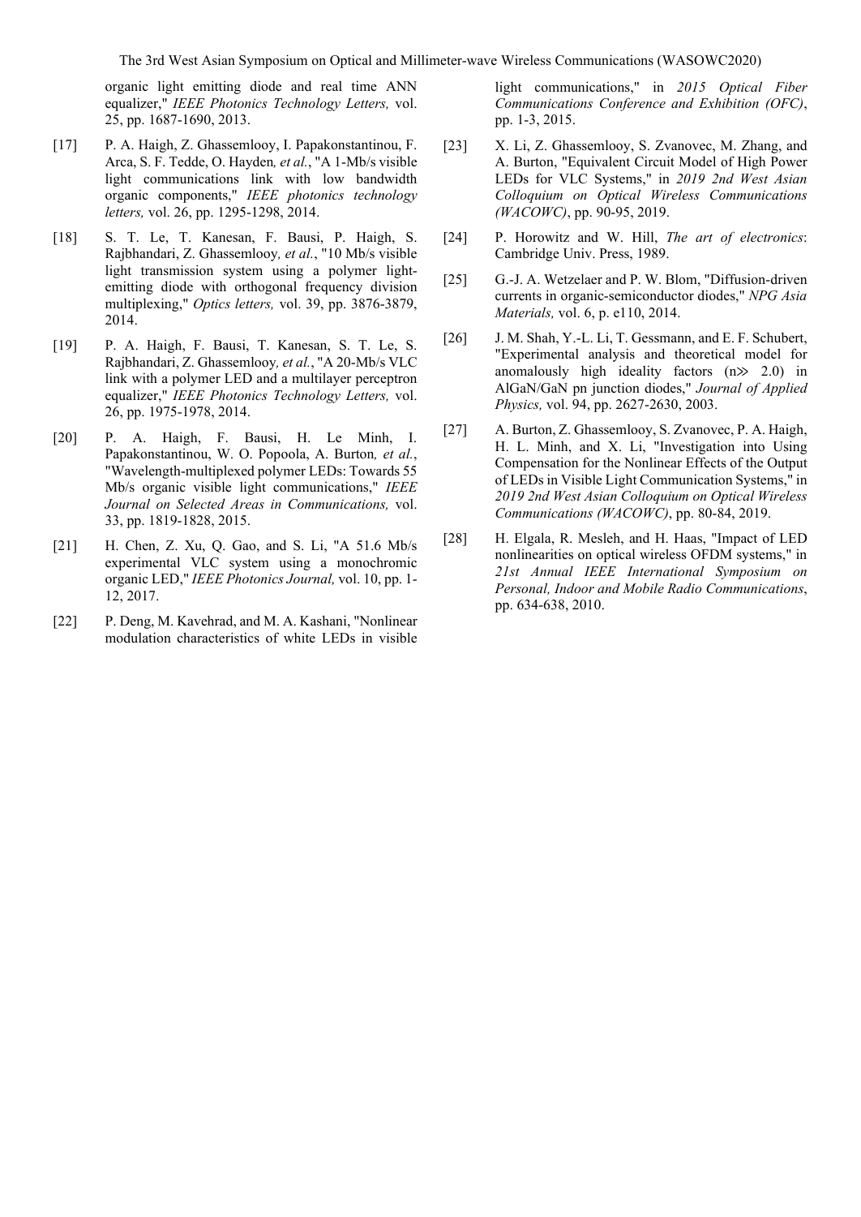organic light emitting diode and real time ANN equalizer," *IEEE Photonics Technology Letters,* vol. 25, pp. 1687-1690, 2013.

[17] P. A. Haigh, Z. Ghassemlooy, I. Papakonstantinou, F. Arca, S. F. Tedde, O. Hayden*, et al.*, "A 1-Mb/s visible light communications link with low bandwidth organic components," *IEEE photonics technology letters,* vol. 26, pp. 1295-1298, 2014.

[18] S. T. Le, T. Kanesan, F. Bausi, P. Haigh, S. Rajbhandari, Z. Ghassemlooy*, et al.*, "10 Mb/s visible light transmission system using a polymer light-emitting diode with orthogonal frequency division multiplexing," *Optics letters,* vol. 39, pp. 3876-3879, 2014.

[19] P. A. Haigh, F. Bausi, T. Kanesan, S. T. Le, S. Rajbhandari, Z. Ghassemlooy*, et al.*, "A 20-Mb/s VLC link with a polymer LED and a multilayer perceptron equalizer," *IEEE Photonics Technology Letters,* vol. 26, pp. 1975-1978, 2014.

[20] P. A. Haigh, F. Bausi, H. Le Minh, I. Papakonstantinou, W. O. Popoola, A. Burton*, et al.*, "Wavelength-multiplexed polymer LEDs: Towards 55 Mb/s organic visible light communications," *IEEE Journal on Selected Areas in Communications,* vol. 33, pp. 1819-1828, 2015.

[21] H. Chen, Z. Xu, Q. Gao, and S. Li, "A 51.6 Mb/s experimental VLC system using a monochromic organic LED," *IEEE Photonics Journal,* vol. 10, pp. 1-12, 2017.

[22] P. Deng, M. Kavehrad, and M. A. Kashani, "Nonlinear modulation characteristics of white LEDs in visible light communications," in *2015 Optical Fiber Communications Conference and Exhibition (OFC)*, pp. 1-3, 2015.

[23] X. Li, Z. Ghassemlooy, S. Zvanovec, M. Zhang, and A. Burton, "Equivalent Circuit Model of High Power LEDs for VLC Systems," in *2019 2nd West Asian Colloquium on Optical Wireless Communications (WACOWC)*, pp. 90-95, 2019.

[24] P. Horowitz and W. Hill, *The art of electronics*: Cambridge Univ. Press, 1989.

[25] G.-J. A. Wetzelaer and P. W. Blom, "Diffusion-driven currents in organic-semiconductor diodes," *NPG Asia Materials,* vol. 6, p. e110, 2014.

[26] J. M. Shah, Y.-L. Li, T. Gessmann, and E. F. Schubert, "Experimental analysis and theoretical model for anomalously high ideality factors ($n \gg 2.0$) in AlGaN/GaN pn junction diodes," *Journal of Applied Physics,* vol. 94, pp. 2627-2630, 2003.

[27] A. Burton, Z. Ghassemlooy, S. Zvanovec, P. A. Haigh, H. L. Minh, and X. Li, "Investigation into Using Compensation for the Nonlinear Effects of the Output of LEDs in Visible Light Communication Systems," in *2019 2nd West Asian Colloquium on Optical Wireless Communications (WACOWC)*, pp. 80-84, 2019.

[28] H. Elgala, R. Mesleh, and H. Haas, "Impact of LED nonlinearities on optical wireless OFDM systems," in *21st Annual IEEE International Symposium on Personal, Indoor and Mobile Radio Communications*, pp. 634-638, 2010.